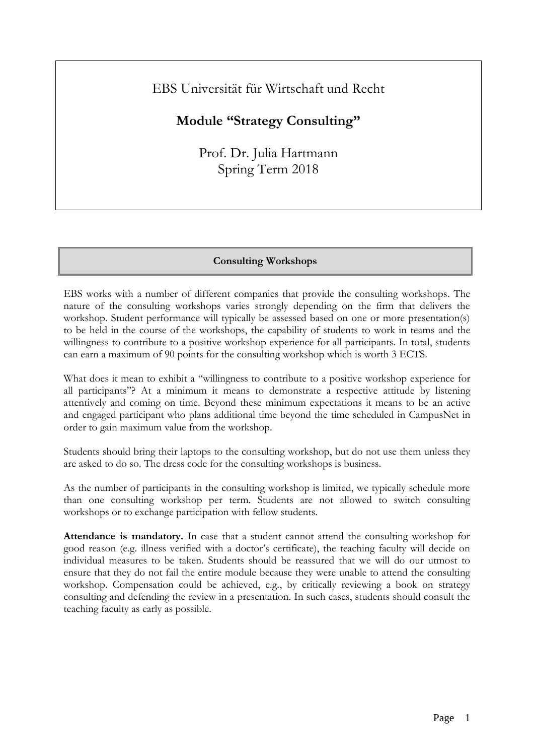EBS Universität für Wirtschaft und Recht

# Module "Strategy Consulting"

Prof. Dr. Julia Hartmann
Spring Term 2018

## Consulting Workshops

EBS works with a number of different companies that provide the consulting workshops. The nature of the consulting workshops varies strongly depending on the firm that delivers the workshop. Student performance will typically be assessed based on one or more presentation(s) to be held in the course of the workshops, the capability of students to work in teams and the willingness to contribute to a positive workshop experience for all participants. In total, students can earn a maximum of 90 points for the consulting workshop which is worth 3 ECTS.

What does it mean to exhibit a "willingness to contribute to a positive workshop experience for all participants"? At a minimum it means to demonstrate a respective attitude by listening attentively and coming on time. Beyond these minimum expectations it means to be an active and engaged participant who plans additional time beyond the time scheduled in CampusNet in order to gain maximum value from the workshop.

Students should bring their laptops to the consulting workshop, but do not use them unless they are asked to do so. The dress code for the consulting workshops is business.

As the number of participants in the consulting workshop is limited, we typically schedule more than one consulting workshop per term. Students are not allowed to switch consulting workshops or to exchange participation with fellow students.

**Attendance is mandatory.** In case that a student cannot attend the consulting workshop for good reason (e.g. illness verified with a doctor's certificate), the teaching faculty will decide on individual measures to be taken. Students should be reassured that we will do our utmost to ensure that they do not fail the entire module because they were unable to attend the consulting workshop. Compensation could be achieved, e.g., by critically reviewing a book on strategy consulting and defending the review in a presentation. In such cases, students should consult the teaching faculty as early as possible.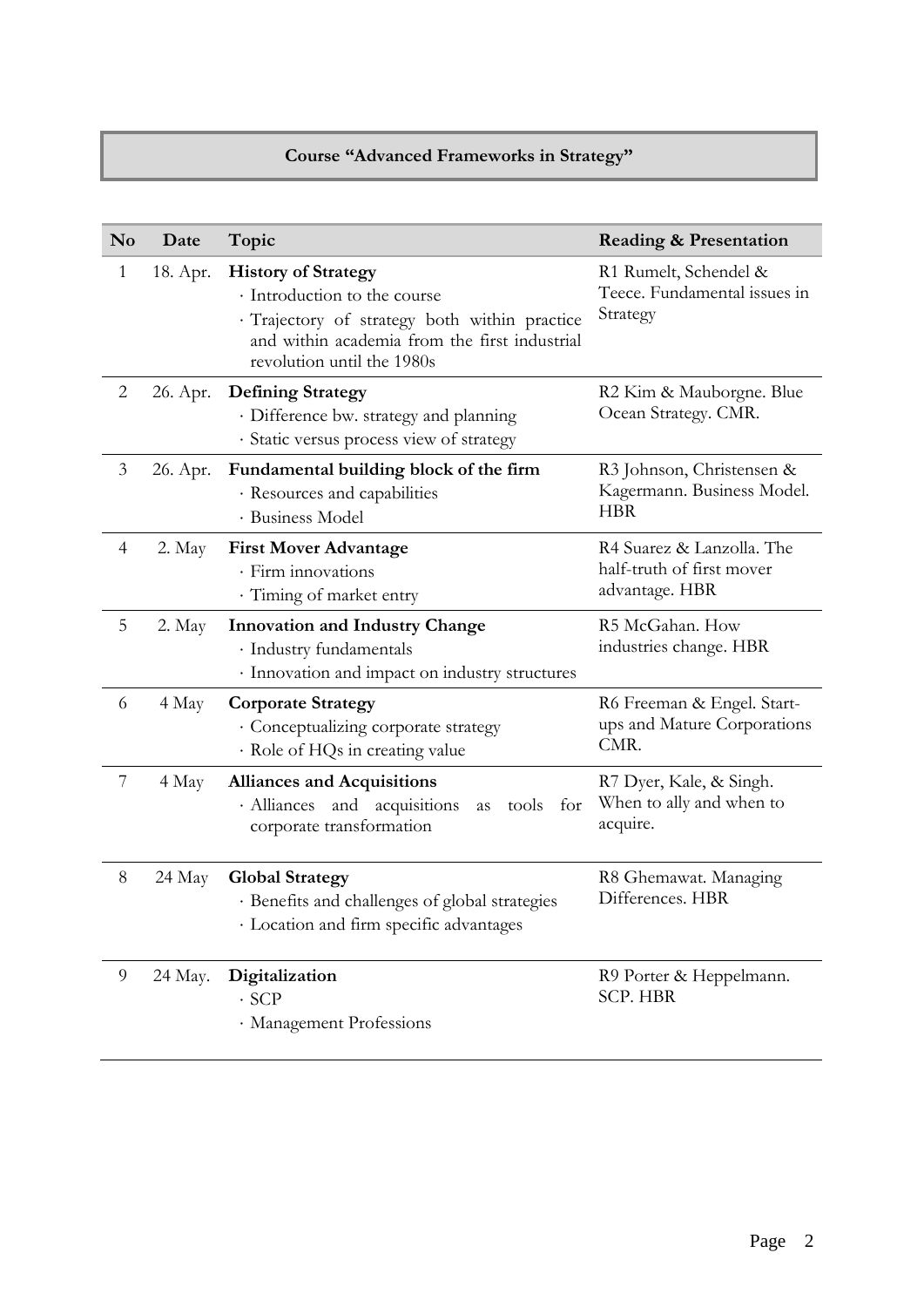**Course "Advanced Frameworks in Strategy"**

| No | Date | Topic | Reading & Presentation |
|---|---|---|---|
| 1 | 18. Apr. | **History of Strategy**<br>· Introduction to the course<br>· Trajectory of strategy both within practice and within academia from the first industrial revolution until the 1980s | R1 Rumelt, Schendel & Teece. Fundamental issues in Strategy |
| 2 | 26. Apr. | **Defining Strategy**<br>· Difference bw. strategy and planning<br>· Static versus process view of strategy | R2 Kim & Mauborgne. Blue Ocean Strategy. CMR. |
| 3 | 26. Apr. | **Fundamental building block of the firm**<br>· Resources and capabilities<br>· Business Model | R3 Johnson, Christensen & Kagermann. Business Model. HBR |
| 4 | 2. May | **First Mover Advantage**<br>· Firm innovations<br>· Timing of market entry | R4 Suarez & Lanzolla. The half-truth of first mover advantage. HBR |
| 5 | 2. May | **Innovation and Industry Change**<br>· Industry fundamentals<br>· Innovation and impact on industry structures | R5 McGahan. How industries change. HBR |
| 6 | 4 May | **Corporate Strategy**<br>· Conceptualizing corporate strategy<br>· Role of HQs in creating value | R6 Freeman & Engel. Start-ups and Mature Corporations CMR. |
| 7 | 4 May | **Alliances and Acquisitions**<br>· Alliances and acquisitions as tools for corporate transformation | R7 Dyer, Kale, & Singh. When to ally and when to acquire. |
| 8 | 24 May | **Global Strategy**<br>· Benefits and challenges of global strategies<br>· Location and firm specific advantages | R8 Ghemawat. Managing Differences. HBR |
| 9 | 24 May. | **Digitalization**<br>· SCP<br>· Management Professions | R9 Porter & Heppelmann. SCP. HBR |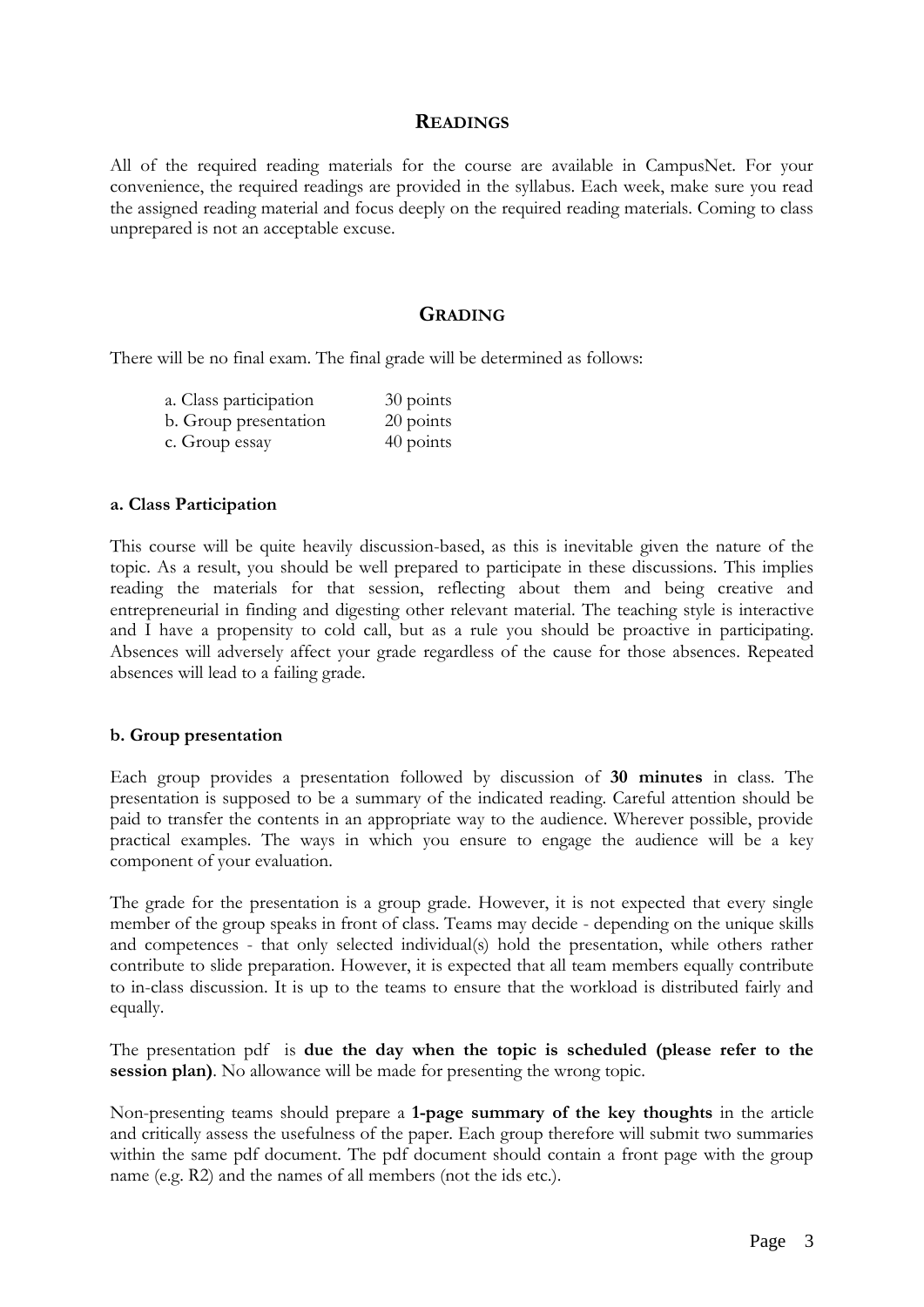## READINGS

All of the required reading materials for the course are available in CampusNet. For your convenience, the required readings are provided in the syllabus. Each week, make sure you read the assigned reading material and focus deeply on the required reading materials. Coming to class unprepared is not an acceptable excuse.

## GRADING

There will be no final exam. The final grade will be determined as follows:

| | |
|---|---|
| a. Class participation | 30 points |
| b. Group presentation | 20 points |
| c. Group essay | 40 points |

**a. Class Participation**

This course will be quite heavily discussion-based, as this is inevitable given the nature of the topic. As a result, you should be well prepared to participate in these discussions. This implies reading the materials for that session, reflecting about them and being creative and entrepreneurial in finding and digesting other relevant material. The teaching style is interactive and I have a propensity to cold call, but as a rule you should be proactive in participating. Absences will adversely affect your grade regardless of the cause for those absences. Repeated absences will lead to a failing grade.

**b. Group presentation**

Each group provides a presentation followed by discussion of **30 minutes** in class. The presentation is supposed to be a summary of the indicated reading. Careful attention should be paid to transfer the contents in an appropriate way to the audience. Wherever possible, provide practical examples. The ways in which you ensure to engage the audience will be a key component of your evaluation.

The grade for the presentation is a group grade. However, it is not expected that every single member of the group speaks in front of class. Teams may decide - depending on the unique skills and competences - that only selected individual(s) hold the presentation, while others rather contribute to slide preparation. However, it is expected that all team members equally contribute to in-class discussion. It is up to the teams to ensure that the workload is distributed fairly and equally.

The presentation pdf is **due the day when the topic is scheduled (please refer to the session plan)**. No allowance will be made for presenting the wrong topic.

Non-presenting teams should prepare a **1-page summary of the key thoughts** in the article and critically assess the usefulness of the paper. Each group therefore will submit two summaries within the same pdf document. The pdf document should contain a front page with the group name (e.g. R2) and the names of all members (not the ids etc.).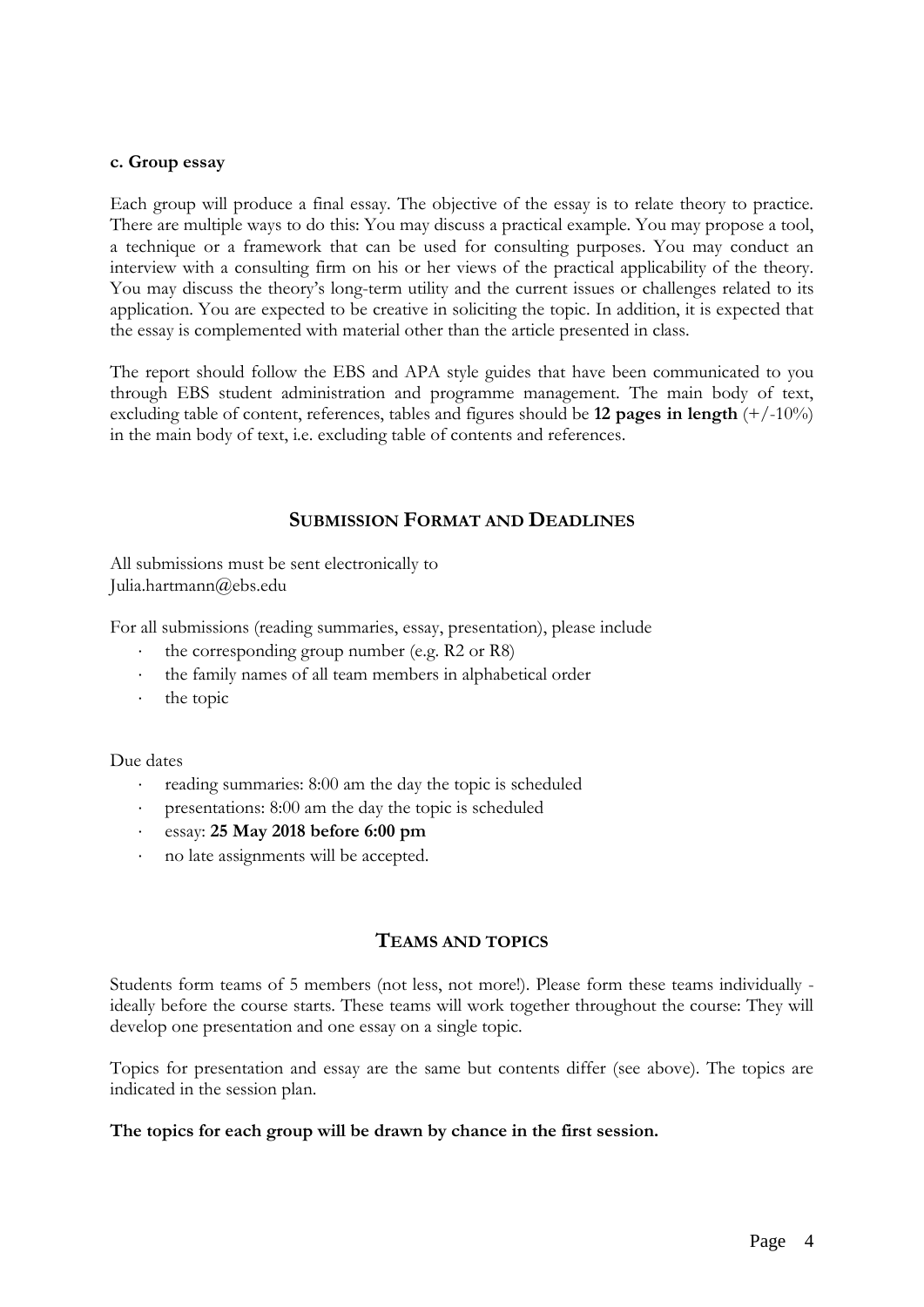**c. Group essay**

Each group will produce a final essay. The objective of the essay is to relate theory to practice. There are multiple ways to do this: You may discuss a practical example. You may propose a tool, a technique or a framework that can be used for consulting purposes. You may conduct an interview with a consulting firm on his or her views of the practical applicability of the theory. You may discuss the theory's long-term utility and the current issues or challenges related to its application. You are expected to be creative in soliciting the topic. In addition, it is expected that the essay is complemented with material other than the article presented in class.

The report should follow the EBS and APA style guides that have been communicated to you through EBS student administration and programme management. The main body of text, excluding table of content, references, tables and figures should be **12 pages in length** (+/-10%) in the main body of text, i.e. excluding table of contents and references.

## SUBMISSION FORMAT AND DEADLINES

All submissions must be sent electronically to
Julia.hartmann@ebs.edu

For all submissions (reading summaries, essay, presentation), please include

- the corresponding group number (e.g. R2 or R8)
- the family names of all team members in alphabetical order
- the topic

Due dates

- reading summaries: 8:00 am the day the topic is scheduled
- presentations: 8:00 am the day the topic is scheduled
- essay: **25 May 2018 before 6:00 pm**
- no late assignments will be accepted.

## TEAMS AND TOPICS

Students form teams of 5 members (not less, not more!). Please form these teams individually - ideally before the course starts. These teams will work together throughout the course: They will develop one presentation and one essay on a single topic.

Topics for presentation and essay are the same but contents differ (see above). The topics are indicated in the session plan.

**The topics for each group will be drawn by chance in the first session.**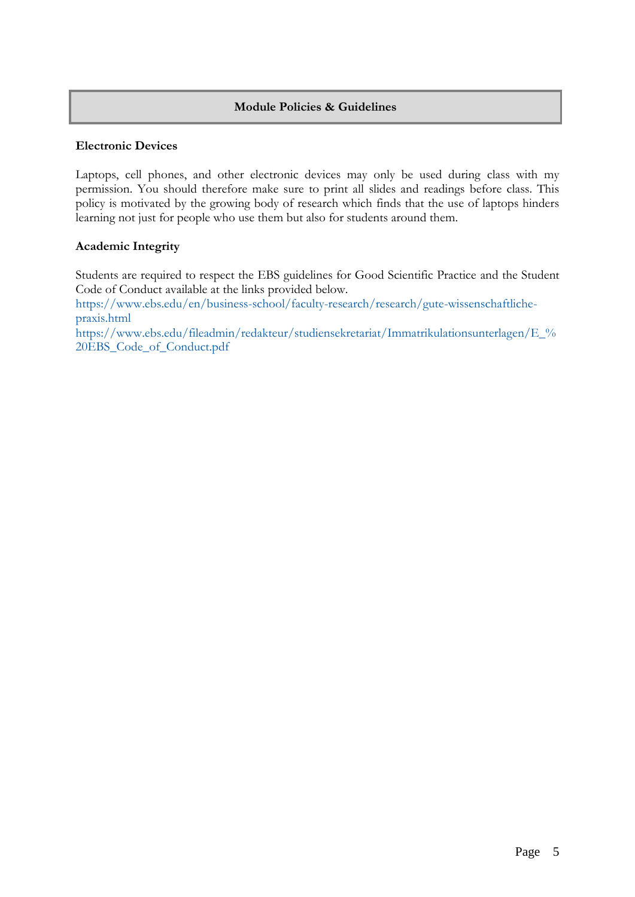## Module Policies & Guidelines

### Electronic Devices

Laptops, cell phones, and other electronic devices may only be used during class with my permission. You should therefore make sure to print all slides and readings before class. This policy is motivated by the growing body of research which finds that the use of laptops hinders learning not just for people who use them but also for students around them.

### Academic Integrity

Students are required to respect the EBS guidelines for Good Scientific Practice and the Student Code of Conduct available at the links provided below.
https://www.ebs.edu/en/business-school/faculty-research/research/gute-wissenschaftliche-praxis.html
https://www.ebs.edu/fileadmin/redakteur/studiensekretariat/Immatrikulationsunterlagen/E_%20EBS_Code_of_Conduct.pdf